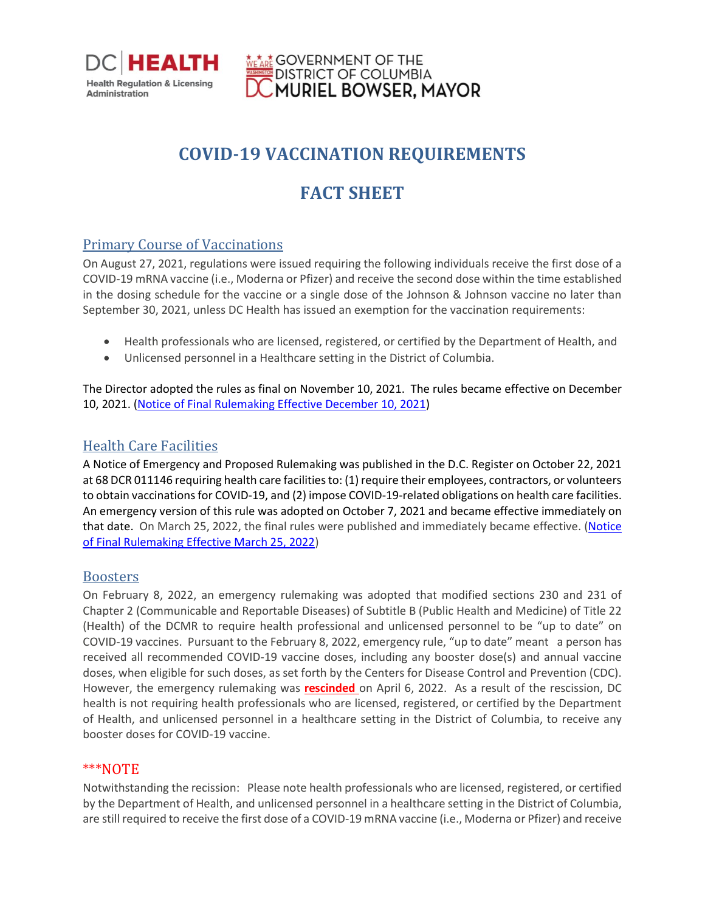# COVID-19 VACCINATION REQUIREMENTS

# FACT SHEET

## Primary Course of Vaccinations

On August 27, 2021, regulations were issued requiring the following individuals receive the first dose of a COVID-19 mRNA vaccine (i.e., Moderna or Pfizer) and receive the second dose within the time established in the dosing schedule for the vaccine or a single dose of the Johnson & Johnson vaccine no later than September 30, 2021, unless DC Health has issued an exemption for the vaccination requirements:

- Health professionals who are licensed, registered, or certified by the Department of Health, and
- Unlicensed personnel in a Healthcare setting in the District of Columbia.

The Director adopted the rules as final on November 10, 2021. The rules became effective on December 10, 2021. (Notice of Final Rulemaking Effective December 10, 2021)

## Health Care Facilities

A Notice of Emergency and Proposed Rulemaking was published in the D.C. Register on October 22, 2021 at 68 DCR 011146 requiring health care facilities to: (1) require their employees, contractors, or volunteers to obtain vaccinations for COVID-19, and (2) impose COVID-19-related obligations on health care facilities. An emergency version of this rule was adopted on October 7, 2021 and became effective immediately on that date. On March 25, 2022, the final rules were published and immediately became effective. (Notice of Final Rulemaking Effective March 25, 2022)

## Boosters

On February 8, 2022, an emergency rulemaking was adopted that modified sections 230 and 231 of Chapter 2 (Communicable and Reportable Diseases) of Subtitle B (Public Health and Medicine) of Title 22 (Health) of the DCMR to require health professional and unlicensed personnel to be "up to date" on COVID-19 vaccines. Pursuant to the February 8, 2022, emergency rule, "up to date" meant a person has received all recommended COVID-19 vaccine doses, including any booster dose(s) and annual vaccine doses, when eligible for such doses, as set forth by the Centers for Disease Control and Prevention (CDC). However, the emergency rulemaking was **rescinded** on April 6, 2022. As a result of the rescission, DC health is not requiring health professionals who are licensed, registered, or certified by the Department of Health, and unlicensed personnel in a healthcare setting in the District of Columbia, to receive any booster doses for COVID-19 vaccine.

## ***NOTE

Notwithstanding the recission: Please note health professionals who are licensed, registered, or certified by the Department of Health, and unlicensed personnel in a healthcare setting in the District of Columbia, are still required to receive the first dose of a COVID-19 mRNA vaccine (i.e., Moderna or Pfizer) and receive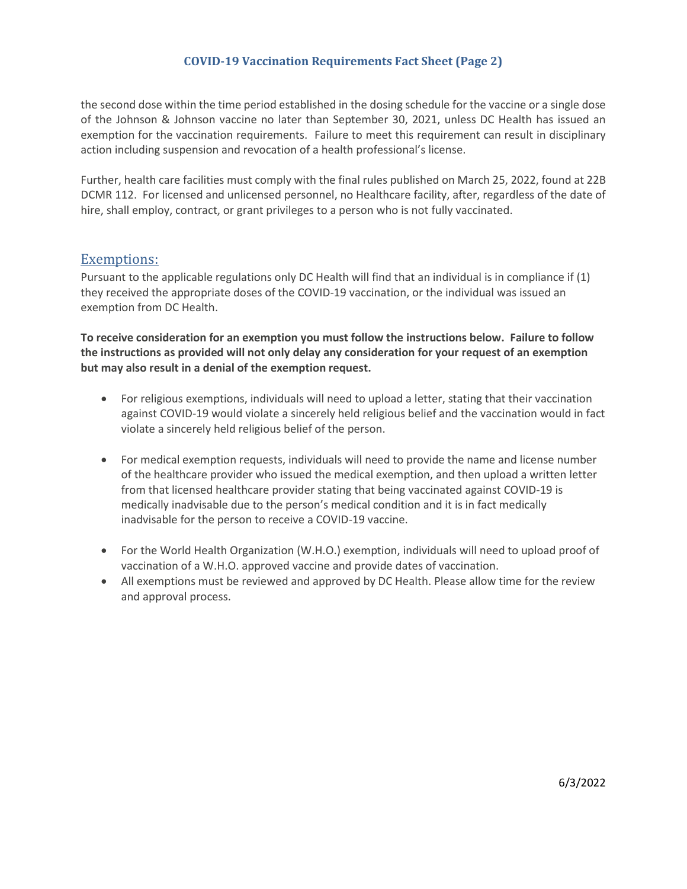the second dose within the time period established in the dosing schedule for the vaccine or a single dose of the Johnson & Johnson vaccine no later than September 30, 2021, unless DC Health has issued an exemption for the vaccination requirements.  Failure to meet this requirement can result in disciplinary action including suspension and revocation of a health professional's license.

Further, health care facilities must comply with the final rules published on March 25, 2022, found at 22B DCMR 112.  For licensed and unlicensed personnel, no Healthcare facility, after, regardless of the date of hire, shall employ, contract, or grant privileges to a person who is not fully vaccinated.

## Exemptions:

Pursuant to the applicable regulations only DC Health will find that an individual is in compliance if (1) they received the appropriate doses of the COVID-19 vaccination, or the individual was issued an exemption from DC Health.

**To receive consideration for an exemption you must follow the instructions below.  Failure to follow the instructions as provided will not only delay any consideration for your request of an exemption but may also result in a denial of the exemption request.**

- For religious exemptions, individuals will need to upload a letter, stating that their vaccination against COVID-19 would violate a sincerely held religious belief and the vaccination would in fact violate a sincerely held religious belief of the person.

- For medical exemption requests, individuals will need to provide the name and license number of the healthcare provider who issued the medical exemption, and then upload a written letter from that licensed healthcare provider stating that being vaccinated against COVID-19 is medically inadvisable due to the person's medical condition and it is in fact medically inadvisable for the person to receive a COVID-19 vaccine.

- For the World Health Organization (W.H.O.) exemption, individuals will need to upload proof of vaccination of a W.H.O. approved vaccine and provide dates of vaccination.
- All exemptions must be reviewed and approved by DC Health. Please allow time for the review and approval process.

6/3/2022